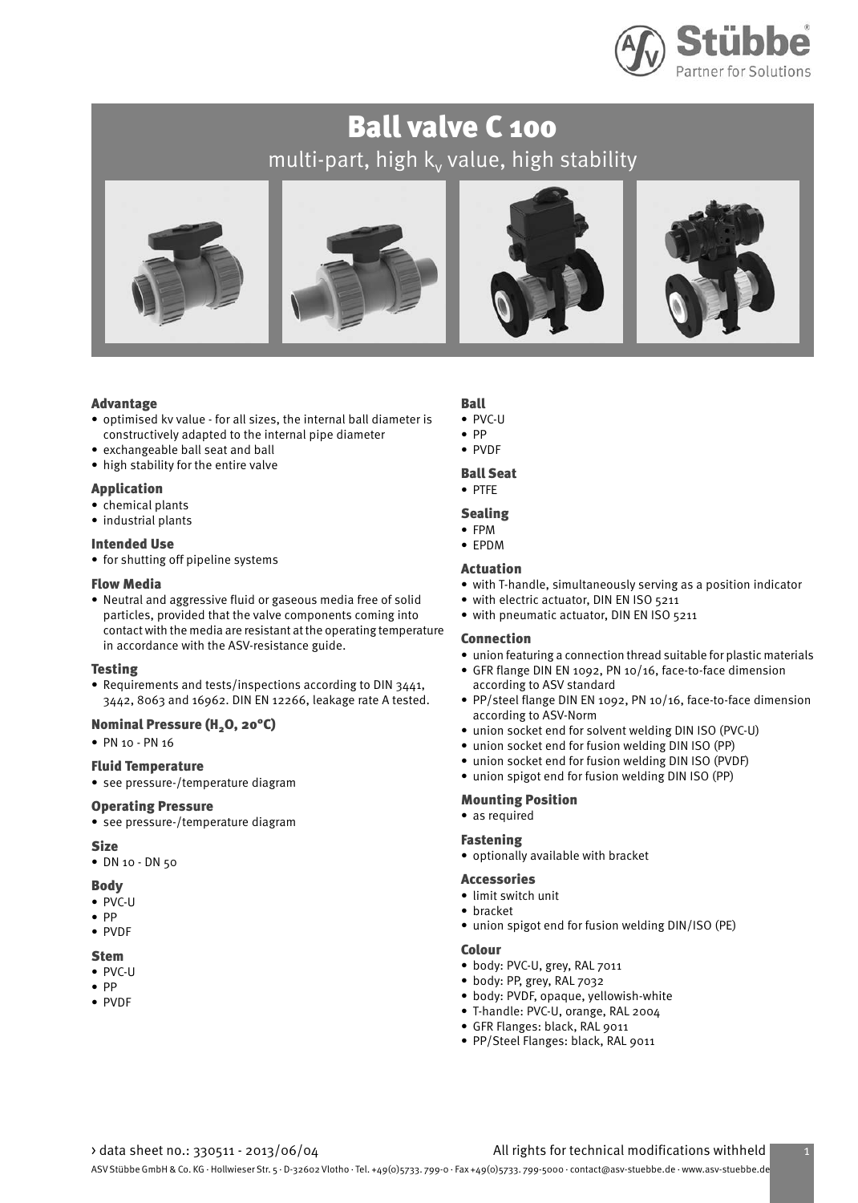# Ball valve C 100

multi-part, high $k_v$ value, high stability

### Advantage

- optimised kv value - for all sizes, the internal ball diameter is constructively adapted to the internal pipe diameter
- exchangeable ball seat and ball
- high stability for the entire valve

### Application

- chemical plants
- industrial plants

### Intended Use

- for shutting off pipeline systems

### Flow Media

- Neutral and aggressive fluid or gaseous media free of solid particles, provided that the valve components coming into contact with the media are resistant at the operating temperature in accordance with the ASV-resistance guide.

### Testing

- Requirements and tests/inspections according to DIN 3441, 3442, 8063 and 16962. DIN EN 12266, leakage rate A tested.

### Nominal Pressure ($H_2O$, 20°C)

- PN 10 - PN 16

### Fluid Temperature

- see pressure-/temperature diagram

### Operating Pressure

- see pressure-/temperature diagram

### Size

- DN 10 - DN 50

### Body

- PVC-U
- PP
- PVDF

### Stem

- PVC-U
- PP
- PVDF

### Ball

- PVC-U
- PP
- PVDF

### Ball Seat

- PTFE

### Sealing

- FPM
- EPDM

### Actuation

- with T-handle, simultaneously serving as a position indicator
- with electric actuator, DIN EN ISO 5211
- with pneumatic actuator, DIN EN ISO 5211

### Connection

- union featuring a connection thread suitable for plastic materials
- GFR flange DIN EN 1092, PN 10/16, face-to-face dimension according to ASV standard
- PP/steel flange DIN EN 1092, PN 10/16, face-to-face dimension according to ASV-Norm
- union socket end for solvent welding DIN ISO (PVC-U)
- union socket end for fusion welding DIN ISO (PP)
- union socket end for fusion welding DIN ISO (PVDF)
- union spigot end for fusion welding DIN ISO (PP)

### Mounting Position

- as required

### Fastening

- optionally available with bracket

### Accessories

- limit switch unit
- bracket
- union spigot end for fusion welding DIN/ISO (PE)

### Colour

- body: PVC-U, grey, RAL 7011
- body: PP, grey, RAL 7032
- body: PVDF, opaque, yellowish-white
- T-handle: PVC-U, orange, RAL 2004
- GFR Flanges: black, RAL 9011
- PP/Steel Flanges: black, RAL 9011

› data sheet no.: 330511 - 2013/06/04

All rights for technical modifications withheld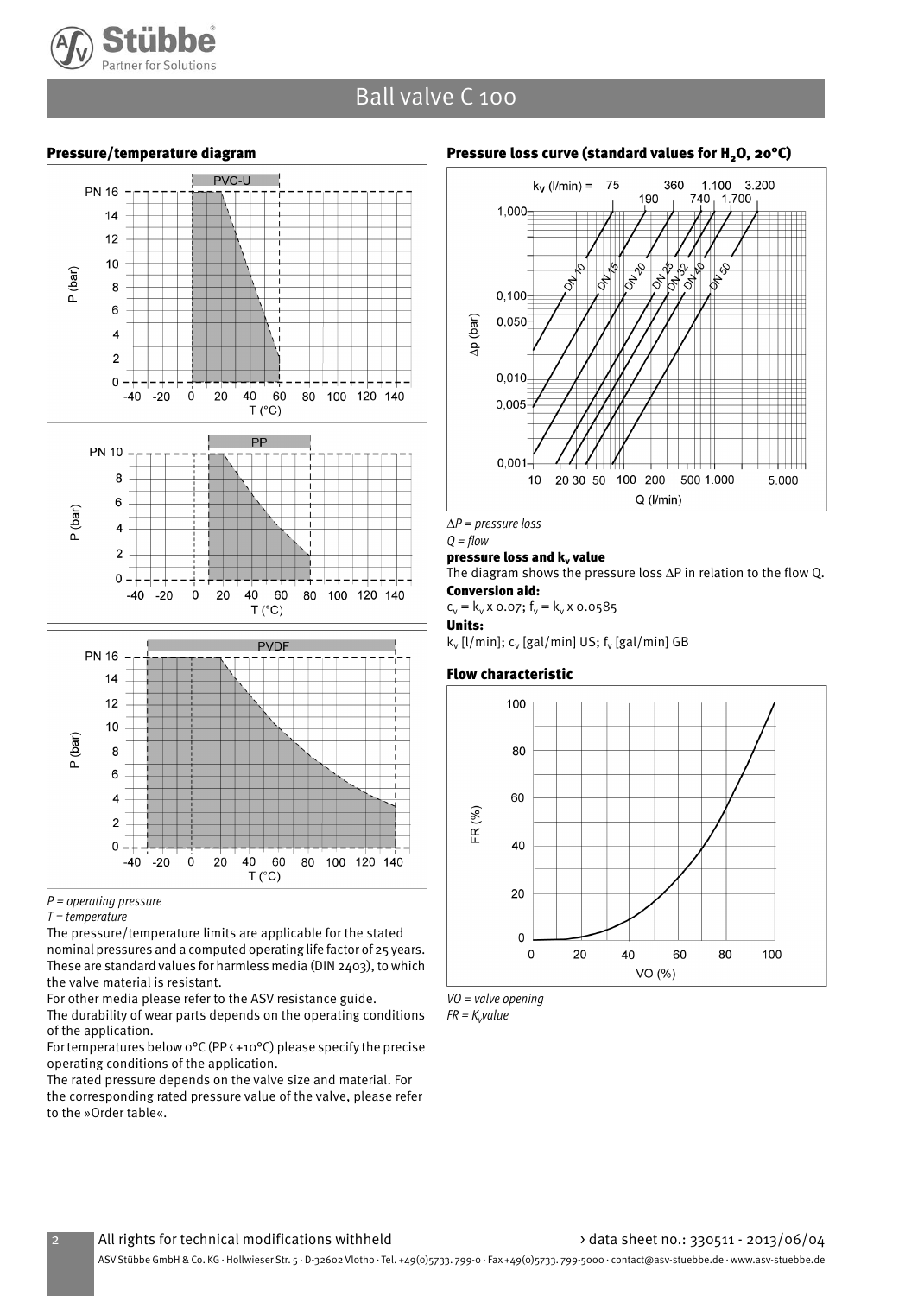# Ball valve C 100

## Pressure/temperature diagram

*P = operating pressure*
*T = temperature*

The pressure/temperature limits are applicable for the stated nominal pressures and a computed operating life factor of 25 years. These are standard values for harmless media (DIN 2403), to which the valve material is resistant.

For other media please refer to the ASV resistance guide.

The durability of wear parts depends on the operating conditions of the application.

For temperatures below 0°C (PP < +10°C) please specify the precise operating conditions of the application.

The rated pressure depends on the valve size and material. For the corresponding rated pressure value of the valve, please refer to the »Order table«.

## Pressure loss curve (standard values for $H_2O$, 20°C)

*ΔP = pressure loss*
*Q = flow*

**pressure loss and $k_v$ value**

The diagram shows the pressure loss ΔP in relation to the flow Q.

**Conversion aid:**

$c_v = k_v \times 0.07$; $f_v = k_v \times 0.0585$

**Units:**

$k_v$ [l/min]; $c_v$ [gal/min] US; $f_v$ [gal/min] GB

## Flow characteristic

*VO = valve opening*
*FR = $K_v$value*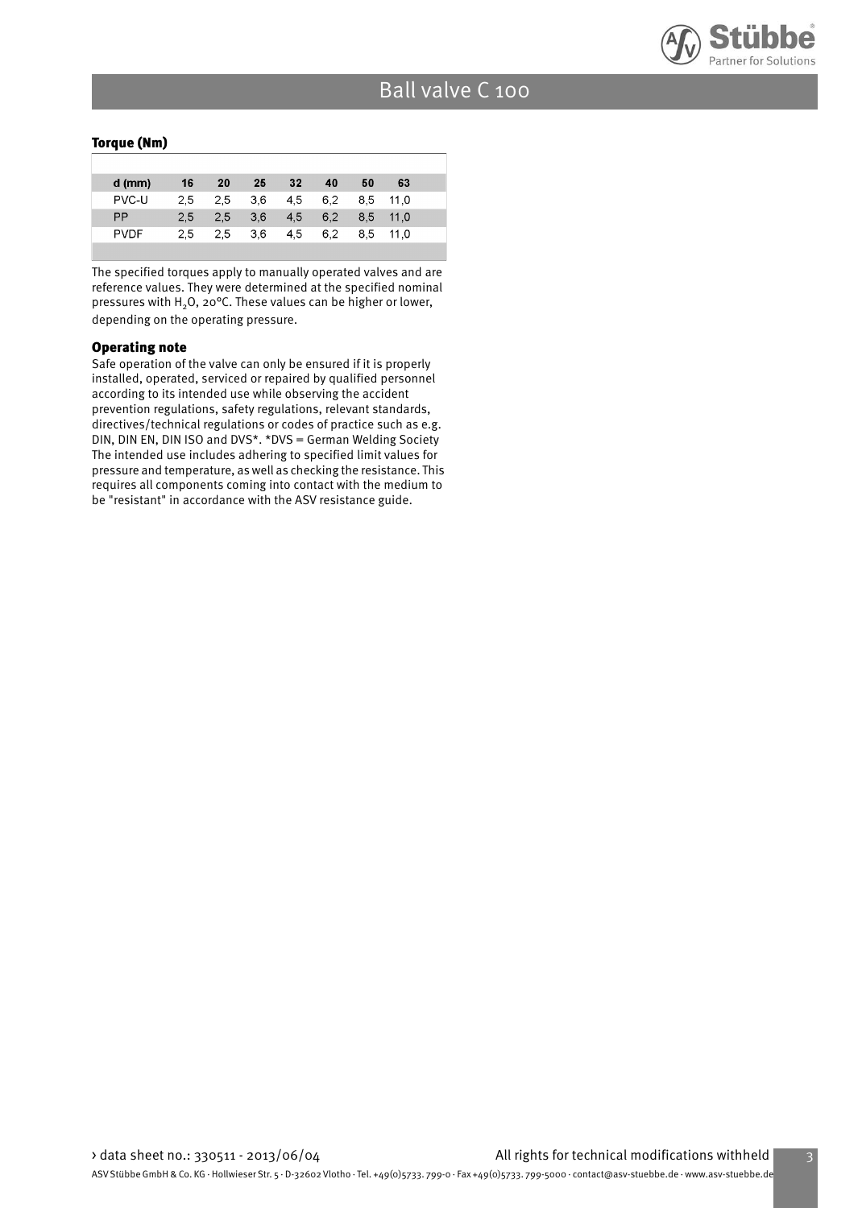## Torque (Nm)

| d (mm) | 16 | 20 | 25 | 32 | 40 | 50 | 63 |
|---|---|---|---|---|---|---|---|
| PVC-U | 2,5 | 2,5 | 3,6 | 4,5 | 6,2 | 8,5 | 11,0 |
| PP | 2,5 | 2,5 | 3,6 | 4,5 | 6,2 | 8,5 | 11,0 |
| PVDF | 2,5 | 2,5 | 3,6 | 4,5 | 6,2 | 8,5 | 11,0 |

The specified torques apply to manually operated valves and are reference values. They were determined at the specified nominal pressures with $H_2O$, 20°C. These values can be higher or lower, depending on the operating pressure.

### Operating note

Safe operation of the valve can only be ensured if it is properly installed, operated, serviced or repaired by qualified personnel according to its intended use while observing the accident prevention regulations, safety regulations, relevant standards, directives/technical regulations or codes of practice such as e.g. DIN, DIN EN, DIN ISO and DVS*. *DVS = German Welding Society
The intended use includes adhering to specified limit values for pressure and temperature, as well as checking the resistance. This requires all components coming into contact with the medium to be "resistant" in accordance with the ASV resistance guide.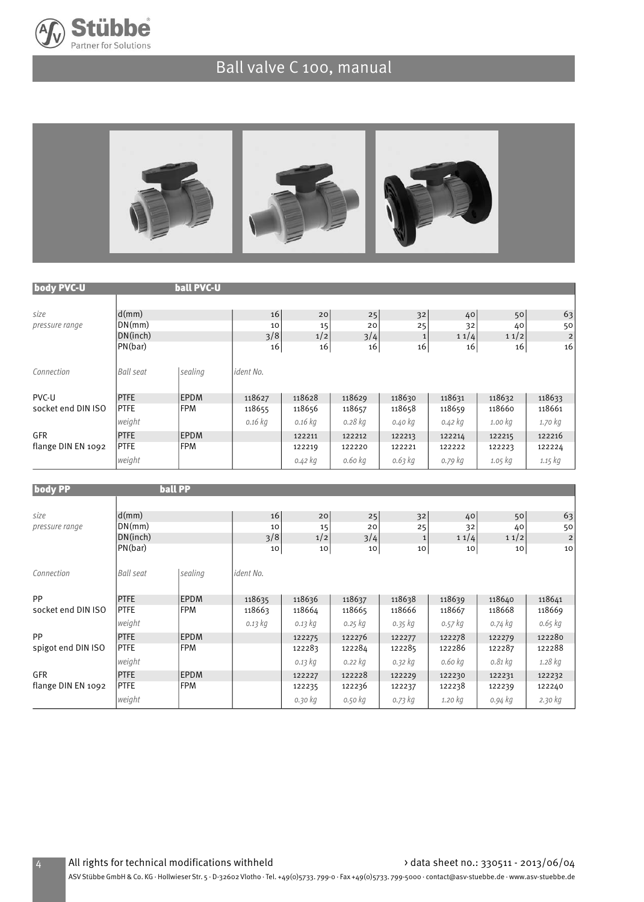# Ball valve C 100, manual

| body PVC-U | ball PVC-U | | | | | | | | |
|---|---|---|---|---|---|---|---|---|---|
| *size* | d(mm) | | 16 | 20 | 25 | 32 | 40 | 50 | 63 |
| *pressure range* | DN(mm) | | 10 | 15 | 20 | 25 | 32 | 40 | 50 |
| | DN(inch) | | 3/8 | 1/2 | 3/4 | 1 | 1 1/4 | 1 1/2 | 2 |
| | PN(bar) | | 16 | 16 | 16 | 16 | 16 | 16 | 16 |
| *Connection* | *Ball seat* | *sealing* | *ident No.* | | | | | | |
| PVC-U | PTFE | EPDM | 118627 | 118628 | 118629 | 118630 | 118631 | 118632 | 118633 |
| socket end DIN ISO | PTFE | FPM | 118655 | 118656 | 118657 | 118658 | 118659 | 118660 | 118661 |
| | *weight* | | *0.16 kg* | *0.16 kg* | *0.28 kg* | *0.40 kg* | *0.42 kg* | *1.00 kg* | *1.70 kg* |
| GFR | PTFE | EPDM | | 122211 | 122212 | 122213 | 122214 | 122215 | 122216 |
| flange DIN EN 1092 | PTFE | FPM | | 122219 | 122220 | 122221 | 122222 | 122223 | 122224 |
| | *weight* | | | *0.42 kg* | *0.60 kg* | *0.63 kg* | *0.79 kg* | *1.05 kg* | *1.15 kg* |

| body PP | ball PP | | | | | | | | |
|---|---|---|---|---|---|---|---|---|---|
| *size* | d(mm) | | 16 | 20 | 25 | 32 | 40 | 50 | 63 |
| *pressure range* | DN(mm) | | 10 | 15 | 20 | 25 | 32 | 40 | 50 |
| | DN(inch) | | 3/8 | 1/2 | 3/4 | 1 | 1 1/4 | 1 1/2 | 2 |
| | PN(bar) | | 10 | 10 | 10 | 10 | 10 | 10 | 10 |
| *Connection* | *Ball seat* | *sealing* | *ident No.* | | | | | | |
| PP | PTFE | EPDM | 118635 | 118636 | 118637 | 118638 | 118639 | 118640 | 118641 |
| socket end DIN ISO | PTFE | FPM | 118663 | 118664 | 118665 | 118666 | 118667 | 118668 | 118669 |
| | *weight* | | *0.13 kg* | *0.13 kg* | *0.25 kg* | *0.35 kg* | *0.57 kg* | *0.74 kg* | *0.65 kg* |
| PP | PTFE | EPDM | | 122275 | 122276 | 122277 | 122278 | 122279 | 122280 |
| spigot end DIN ISO | PTFE | FPM | | 122283 | 122284 | 122285 | 122286 | 122287 | 122288 |
| | *weight* | | | *0.13 kg* | *0.22 kg* | *0.32 kg* | *0.60 kg* | *0.81 kg* | *1.28 kg* |
| GFR | PTFE | EPDM | | 122227 | 122228 | 122229 | 122230 | 122231 | 122232 |
| flange DIN EN 1092 | PTFE | FPM | | 122235 | 122236 | 122237 | 122238 | 122239 | 122240 |
| | *weight* | | | *0.30 kg* | *0.50 kg* | *0.73 kg* | *1.20 kg* | *0.94 kg* | *2.30 kg* |

All rights for technical modifications withheld

› data sheet no.: 330511 - 2013/06/04

ASV Stübbe GmbH & Co. KG · Hollwieser Str. 5 · D-32602 Vlotho · Tel. +49(0)5733. 799-0 · Fax +49(0)5733. 799-5000 · contact@asv-stuebbe.de · www.asv-stuebbe.de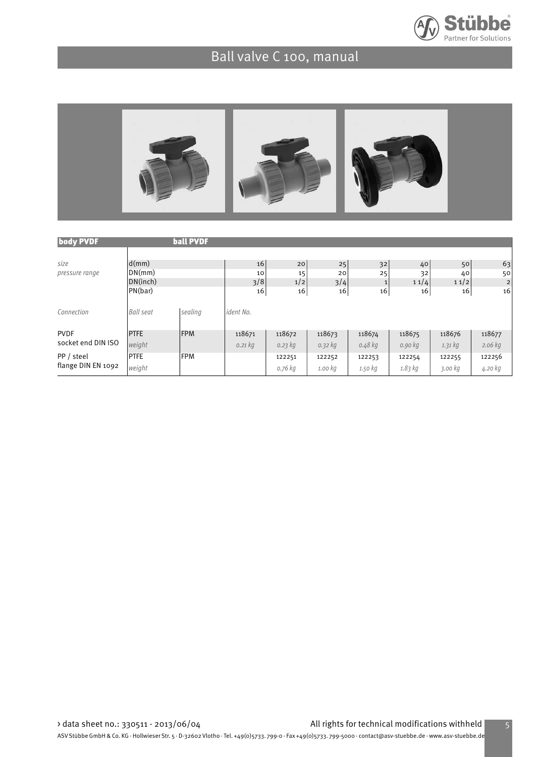# Ball valve C 100, manual

| body PVDF | ball PVDF | | | | | | | | |
|---|---|---|---|---|---|---|---|---|---|
| *size* | d(mm) | | 16 | 20 | 25 | 32 | 40 | 50 | 63 |
| *pressure range* | DN(mm) | | 10 | 15 | 20 | 25 | 32 | 40 | 50 |
| | DN(inch) | | 3/8 | 1/2 | 3/4 | 1 | 1 1/4 | 1 1/2 | 2 |
| | PN(bar) | | 16 | 16 | 16 | 16 | 16 | 16 | 16 |
| *Connection* | *Ball seat* | *sealing* | *ident No.* | | | | | | |
| PVDF socket end DIN ISO | PTFE | FPM | 118671 | 118672 | 118673 | 118674 | 118675 | 118676 | 118677 |
| | *weight* | | *0.21 kg* | *0.23 kg* | *0.32 kg* | *0.48 kg* | *0.90 kg* | *1.31 kg* | *2.06 kg* |
| PP / steel flange DIN EN 1092 | PTFE | FPM | | 122251 | 122252 | 122253 | 122254 | 122255 | 122256 |
| | *weight* | | | *0.76 kg* | *1.00 kg* | *1.50 kg* | *1.83 kg* | *3.00 kg* | *4.20 kg* |

› data sheet no.: 330511 - 2013/06/04 All rights for technical modifications withheld

ASV Stübbe GmbH & Co. KG · Hollwieser Str. 5 · D-32602 Vlotho · Tel. +49(0)5733. 799-0 · Fax +49(0)5733. 799-5000 · contact@asv-stuebbe.de · www.asv-stuebbe.de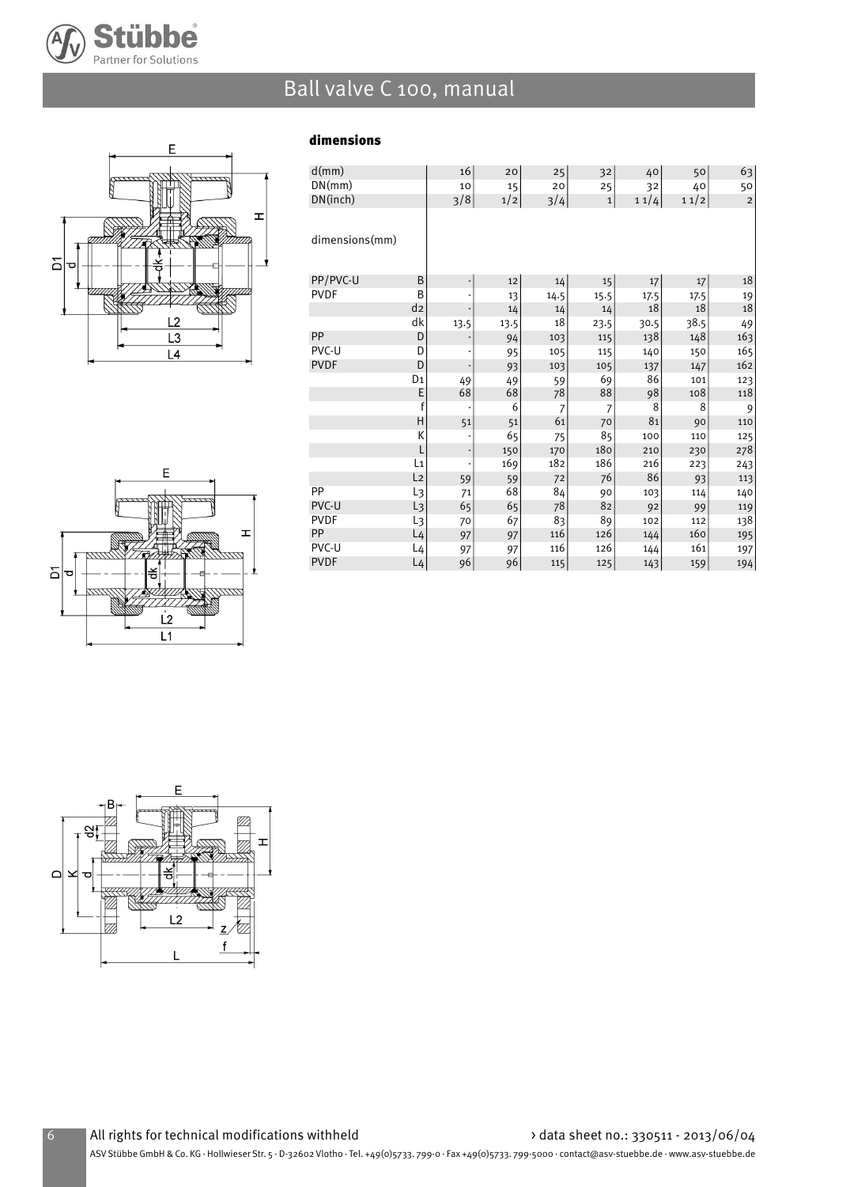# Ball valve C 100, manual

## dimensions

| d(mm) | | 16 | 20 | 25 | 32 | 40 | 50 | 63 |
|---|---|---|---|---|---|---|---|---|
| DN(mm) | | 10 | 15 | 20 | 25 | 32 | 40 | 50 |
| DN(inch) | | 3/8 | 1/2 | 3/4 | 1 | 1 1/4 | 1 1/2 | 2 |
| dimensions(mm) | | | | | | | | |
| PP/PVC-U | B | - | 12 | 14 | 15 | 17 | 17 | 18 |
| PVDF | B | - | 13 | 14.5 | 15.5 | 17.5 | 17.5 | 19 |
| | d2 | - | 14 | 14 | 14 | 18 | 18 | 18 |
| | dk | 13.5 | 13.5 | 18 | 23.5 | 30.5 | 38.5 | 49 |
| PP | D | - | 94 | 103 | 115 | 138 | 148 | 163 |
| PVC-U | D | - | 95 | 105 | 115 | 140 | 150 | 165 |
| PVDF | D | - | 93 | 103 | 105 | 137 | 147 | 162 |
| | D1 | 49 | 49 | 59 | 69 | 86 | 101 | 123 |
| | E | 68 | 68 | 78 | 88 | 98 | 108 | 118 |
| | f | - | 6 | 7 | 7 | 8 | 8 | 9 |
| | H | 51 | 51 | 61 | 70 | 81 | 90 | 110 |
| | K | - | 65 | 75 | 85 | 100 | 110 | 125 |
| | L | - | 150 | 170 | 180 | 210 | 230 | 278 |
| | L1 | - | 169 | 182 | 186 | 216 | 223 | 243 |
| | L2 | 59 | 59 | 72 | 76 | 86 | 93 | 113 |
| PP | L3 | 71 | 68 | 84 | 90 | 103 | 114 | 140 |
| PVC-U | L3 | 65 | 65 | 78 | 82 | 92 | 99 | 119 |
| PVDF | L3 | 70 | 67 | 83 | 89 | 102 | 112 | 138 |
| PP | L4 | 97 | 97 | 116 | 126 | 144 | 160 | 195 |
| PVC-U | L4 | 97 | 97 | 116 | 126 | 144 | 161 | 197 |
| PVDF | L4 | 96 | 96 | 115 | 125 | 143 | 159 | 194 |

All rights for technical modifications withheld

› data sheet no.: 330511 - 2013/06/04

ASV Stübbe GmbH & Co. KG · Hollwieser Str. 5 · D-32602 Vlotho · Tel. +49(0)5733. 799-0 · Fax +49(0)5733. 799-5000 · contact@asv-stuebbe.de · www.asv-stuebbe.de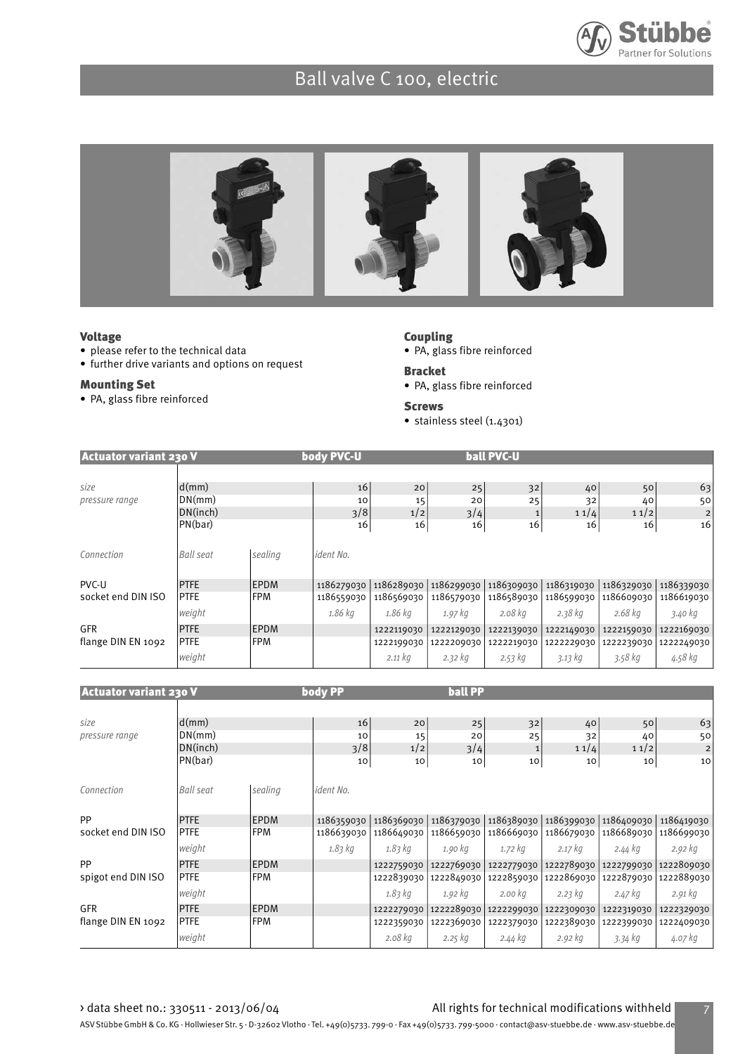# Ball valve C 100, electric

### Voltage

- please refer to the technical data
- further drive variants and options on request

### Mounting Set

- PA, glass fibre reinforced

### Coupling

- PA, glass fibre reinforced

### Bracket

- PA, glass fibre reinforced

### Screws

- stainless steel (1.4301)

| Actuator variant 230 V | | | body PVC-U | | | ball PVC-U | | | |
|---|---|---|---|---|---|---|---|---|---|
| *size* | d(mm) | | 16 | 20 | 25 | 32 | 40 | 50 | 63 |
| *pressure range* | DN(mm) | | 10 | 15 | 20 | 25 | 32 | 40 | 50 |
| | DN(inch) | | 3/8 | 1/2 | 3/4 | 1 | 1 1/4 | 1 1/2 | 2 |
| | PN(bar) | | 16 | 16 | 16 | 16 | 16 | 16 | 16 |
| *Connection* | *Ball seat* | *sealing* | *ident No.* | | | | | | |
| PVC-U | PTFE | EPDM | 1186279030 | 1186289030 | 1186299030 | 1186309030 | 1186319030 | 1186329030 | 1186339030 |
| socket end DIN ISO | PTFE | FPM | 1186559030 | 1186569030 | 1186579030 | 1186589030 | 1186599030 | 1186609030 | 1186619030 |
| | *weight* | | *1.86 kg* | *1.86 kg* | *1.97 kg* | *2.08 kg* | *2.38 kg* | *2.68 kg* | *3.40 kg* |
| GFR | PTFE | EPDM | | 1222119030 | 1222129030 | 1222139030 | 1222149030 | 1222159030 | 1222169030 |
| flange DIN EN 1092 | PTFE | FPM | | 1222199030 | 1222209030 | 1222219030 | 1222229030 | 1222239030 | 1222249030 |
| | *weight* | | | *2.11 kg* | *2.32 kg* | *2.53 kg* | *3.13 kg* | *3.58 kg* | *4.58 kg* |

| Actuator variant 230 V | | | body PP | | | ball PP | | | |
|---|---|---|---|---|---|---|---|---|---|
| *size* | d(mm) | | 16 | 20 | 25 | 32 | 40 | 50 | 63 |
| *pressure range* | DN(mm) | | 10 | 15 | 20 | 25 | 32 | 40 | 50 |
| | DN(inch) | | 3/8 | 1/2 | 3/4 | 1 | 1 1/4 | 1 1/2 | 2 |
| | PN(bar) | | 10 | 10 | 10 | 10 | 10 | 10 | 10 |
| *Connection* | *Ball seat* | *sealing* | *ident No.* | | | | | | |
| PP | PTFE | EPDM | 1186359030 | 1186369030 | 1186379030 | 1186389030 | 1186399030 | 1186409030 | 1186419030 |
| socket end DIN ISO | PTFE | FPM | 1186639030 | 1186649030 | 1186659030 | 1186669030 | 1186679030 | 1186689030 | 1186699030 |
| | *weight* | | *1.83 kg* | *1.83 kg* | *1.90 kg* | *1.72 kg* | *2.17 kg* | *2.44 kg* | *2.92 kg* |
| PP | PTFE | EPDM | | 1222759030 | 1222769030 | 1222779030 | 1222789030 | 1222799030 | 1222809030 |
| spigot end DIN ISO | PTFE | FPM | | 1222839030 | 1222849030 | 1222859030 | 1222869030 | 1222879030 | 1222889030 |
| | *weight* | | | *1.83 kg* | *1.92 kg* | *2.00 kg* | *2.23 kg* | *2.47 kg* | *2.91 kg* |
| GFR | PTFE | EPDM | | 1222279030 | 1222289030 | 1222299030 | 1222309030 | 1222319030 | 1222329030 |
| flange DIN EN 1092 | PTFE | FPM | | 1222359030 | 1222369030 | 1222379030 | 1222389030 | 1222399030 | 1222409030 |
| | *weight* | | | *2.08 kg* | *2.25 kg* | *2.44 kg* | *2.92 kg* | *3.34 kg* | *4.07 kg* |

› data sheet no.: 330511 - 2013/06/04 All rights for technical modifications withheld

ASV Stübbe GmbH & Co. KG · Hollwieser Str. 5 · D-32602 Vlotho · Tel. +49(0)5733. 799-0 · Fax +49(0)5733. 799-5000 · contact@asv-stuebbe.de · www.asv-stuebbe.de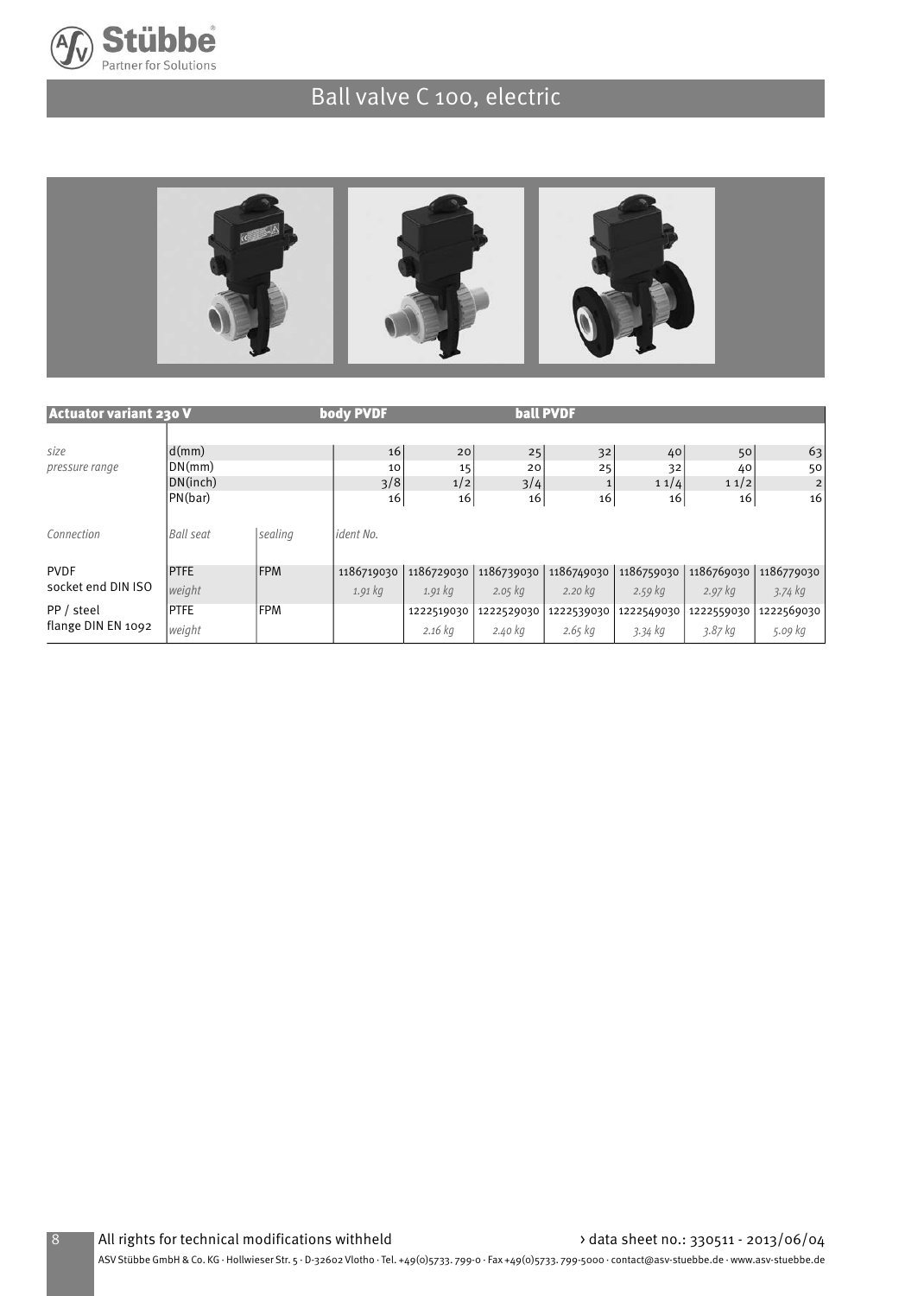# Ball valve C 100, electric

| Actuator variant 230 V | | | body PVDF | | | ball PVDF | | | |
|---|---|---|---|---|---|---|---|---|---|
| *size* | d(mm) | | 16 | 20 | 25 | 32 | 40 | 50 | 63 |
| *pressure range* | DN(mm) | | 10 | 15 | 20 | 25 | 32 | 40 | 50 |
| | DN(inch) | | 3/8 | 1/2 | 3/4 | 1 | 1 1/4 | 1 1/2 | 2 |
| | PN(bar) | | 16 | 16 | 16 | 16 | 16 | 16 | 16 |
| *Connection* | *Ball seat* | *sealing* | *ident No.* | | | | | | |
| PVDF socket end DIN ISO | PTFE | FPM | 1186719030 | 1186729030 | 1186739030 | 1186749030 | 1186759030 | 1186769030 | 1186779030 |
| | *weight* | | *1.91 kg* | *1.91 kg* | *2.05 kg* | *2.20 kg* | *2.59 kg* | *2.97 kg* | *3.74 kg* |
| PP / steel flange DIN EN 1092 | PTFE | FPM | | 1222519030 | 1222529030 | 1222539030 | 1222549030 | 1222559030 | 1222569030 |
| | *weight* | | | *2.16 kg* | *2.40 kg* | *2.65 kg* | *3.34 kg* | *3.87 kg* | *5.09 kg* |

All rights for technical modifications withheld

› data sheet no.: 330511 - 2013/06/04

ASV Stübbe GmbH & Co. KG · Hollwieser Str. 5 · D-32602 Vlotho · Tel. +49(0)5733. 799-0 · Fax +49(0)5733. 799-5000 · contact@asv-stuebbe.de · www.asv-stuebbe.de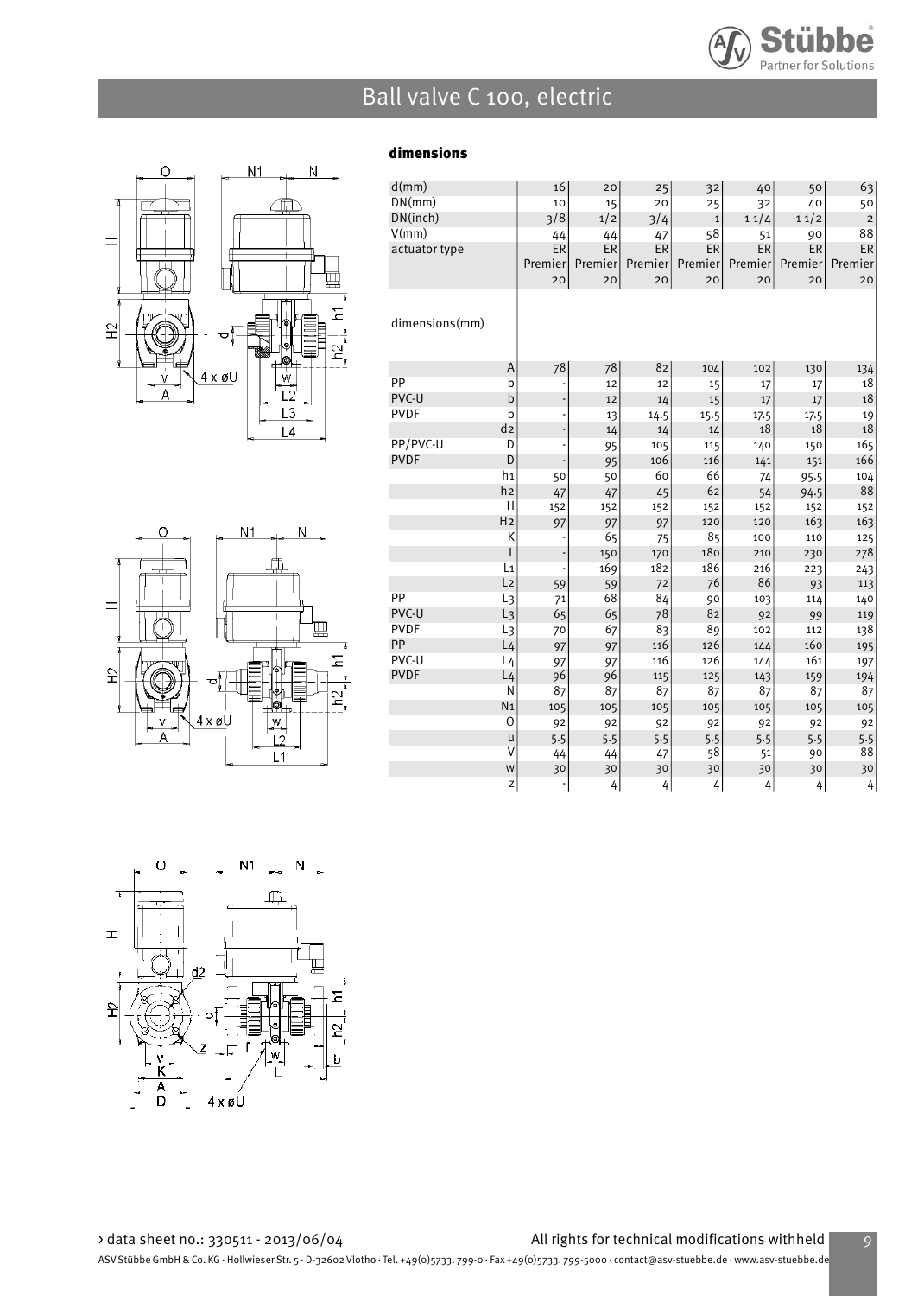# Ball valve C 100, electric

### dimensions

| | | | | | | | | |
|---|---|---|---|---|---|---|---|---|
| d(mm) | | 16 | 20 | 25 | 32 | 40 | 50 | 63 |
| DN(mm) | | 10 | 15 | 20 | 25 | 32 | 40 | 50 |
| DN(inch) | | 3/8 | 1/2 | 3/4 | 1 | 1 1/4 | 1 1/2 | 2 |
| V(mm) | | 44 | 44 | 47 | 58 | 51 | 90 | 88 |
| actuator type | | ER Premier 20 | ER Premier 20 | ER Premier 20 | ER Premier 20 | ER Premier 20 | ER Premier 20 | ER Premier 20 |
| dimensions(mm) | | | | | | | | |
| | A | 78 | 78 | 82 | 104 | 102 | 130 | 134 |
| PP | b | - | 12 | 12 | 15 | 17 | 17 | 18 |
| PVC-U | b | - | 12 | 14 | 15 | 17 | 17 | 18 |
| PVDF | b | - | 13 | 14.5 | 15.5 | 17.5 | 17.5 | 19 |
| | d2 | - | 14 | 14 | 14 | 18 | 18 | 18 |
| PP/PVC-U | D | - | 95 | 105 | 115 | 140 | 150 | 165 |
| PVDF | D | - | 95 | 106 | 116 | 141 | 151 | 166 |
| | h1 | 50 | 50 | 60 | 66 | 74 | 95.5 | 104 |
| | h2 | 47 | 47 | 45 | 62 | 54 | 94.5 | 88 |
| | H | 152 | 152 | 152 | 152 | 152 | 152 | 152 |
| | H2 | 97 | 97 | 97 | 120 | 120 | 163 | 163 |
| | K | - | 65 | 75 | 85 | 100 | 110 | 125 |
| | L | - | 150 | 170 | 180 | 210 | 230 | 278 |
| | L1 | - | 169 | 182 | 186 | 216 | 223 | 243 |
| | L2 | 59 | 59 | 72 | 76 | 86 | 93 | 113 |
| PP | L3 | 71 | 68 | 84 | 90 | 103 | 114 | 140 |
| PVC-U | L3 | 65 | 65 | 78 | 82 | 92 | 99 | 119 |
| PVDF | L3 | 70 | 67 | 83 | 89 | 102 | 112 | 138 |
| PP | L4 | 97 | 97 | 116 | 126 | 144 | 160 | 195 |
| PVC-U | L4 | 97 | 97 | 116 | 126 | 144 | 161 | 197 |
| PVDF | L4 | 96 | 96 | 115 | 125 | 143 | 159 | 194 |
| | N | 87 | 87 | 87 | 87 | 87 | 87 | 87 |
| | N1 | 105 | 105 | 105 | 105 | 105 | 105 | 105 |
| | O | 92 | 92 | 92 | 92 | 92 | 92 | 92 |
| | u | 5.5 | 5.5 | 5.5 | 5.5 | 5.5 | 5.5 | 5.5 |
| | V | 44 | 44 | 47 | 58 | 51 | 90 | 88 |
| | w | 30 | 30 | 30 | 30 | 30 | 30 | 30 |
| | z | - | 4 | 4 | 4 | 4 | 4 | 4 |

› data sheet no.: 330511 - 2013/06/04

All rights for technical modifications withheld

ASV Stübbe GmbH & Co. KG · Hollwieser Str. 5 · D-32602 Vlotho · Tel. +49(0)5733. 799-0 · Fax +49(0)5733. 799-5000 · contact@asv-stuebbe.de · www.asv-stuebbe.de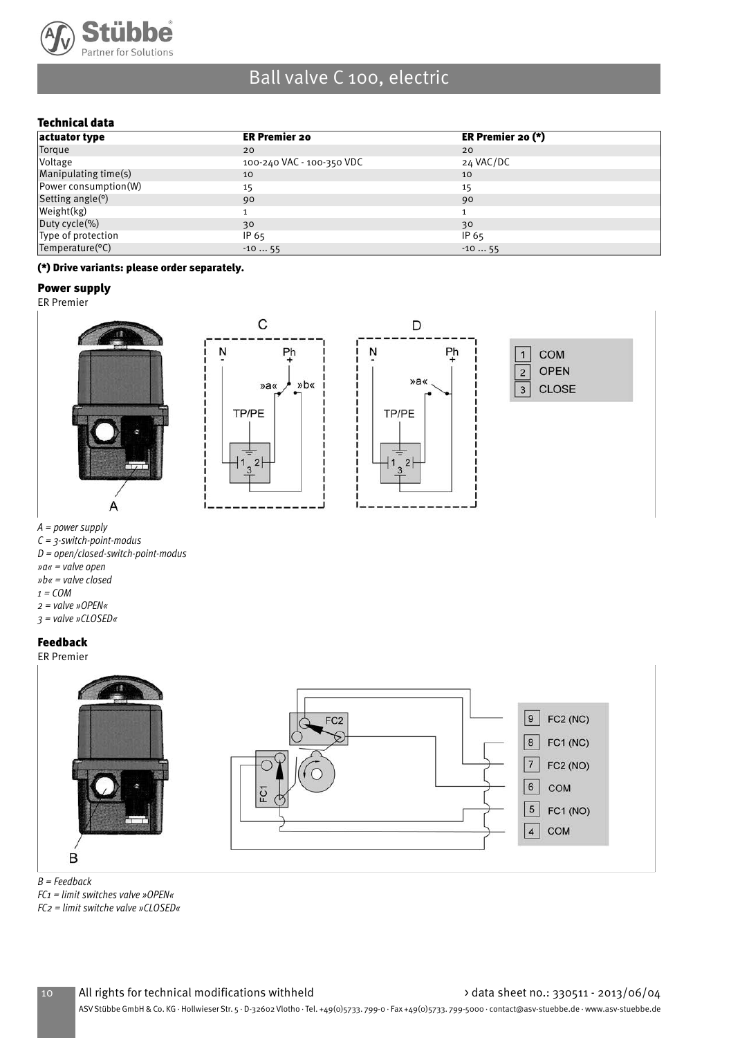# Ball valve C 100, electric

## Technical data

| actuator type | ER Premier 20 | ER Premier 20 (*) |
|---|---|---|
| Torque | 20 | 20 |
| Voltage | 100-240 VAC - 100-350 VDC | 24 VAC/DC |
| Manipulating time(s) | 10 | 10 |
| Power consumption(W) | 15 | 15 |
| Setting angle(°) | 90 | 90 |
| Weight(kg) | 1 | 1 |
| Duty cycle(%) | 30 | 30 |
| Type of protection | IP 65 | IP 65 |
| Temperature(°C) | -10 ... 55 | -10 ... 55 |

**(*) Drive variants: please order separately.**

## Power supply

ER Premier

*A = power supply*
*C = 3-switch-point-modus*
*D = open/closed-switch-point-modus*
*»a« = valve open*
*»b« = valve closed*
*1 = COM*
*2 = valve »OPEN«*
*3 = valve »CLOSED«*

## Feedback

ER Premier

*B = Feedback*
*FC1 = limit switches valve »OPEN«*
*FC2 = limit switche valve »CLOSED«*

All rights for technical modifications withheld › data sheet no.: 330511 - 2013/06/04

ASV Stübbe GmbH & Co. KG · Hollwieser Str. 5 · D-32602 Vlotho · Tel. +49(0)5733. 799-0 · Fax +49(0)5733. 799-5000 · contact@asv-stuebbe.de · www.asv-stuebbe.de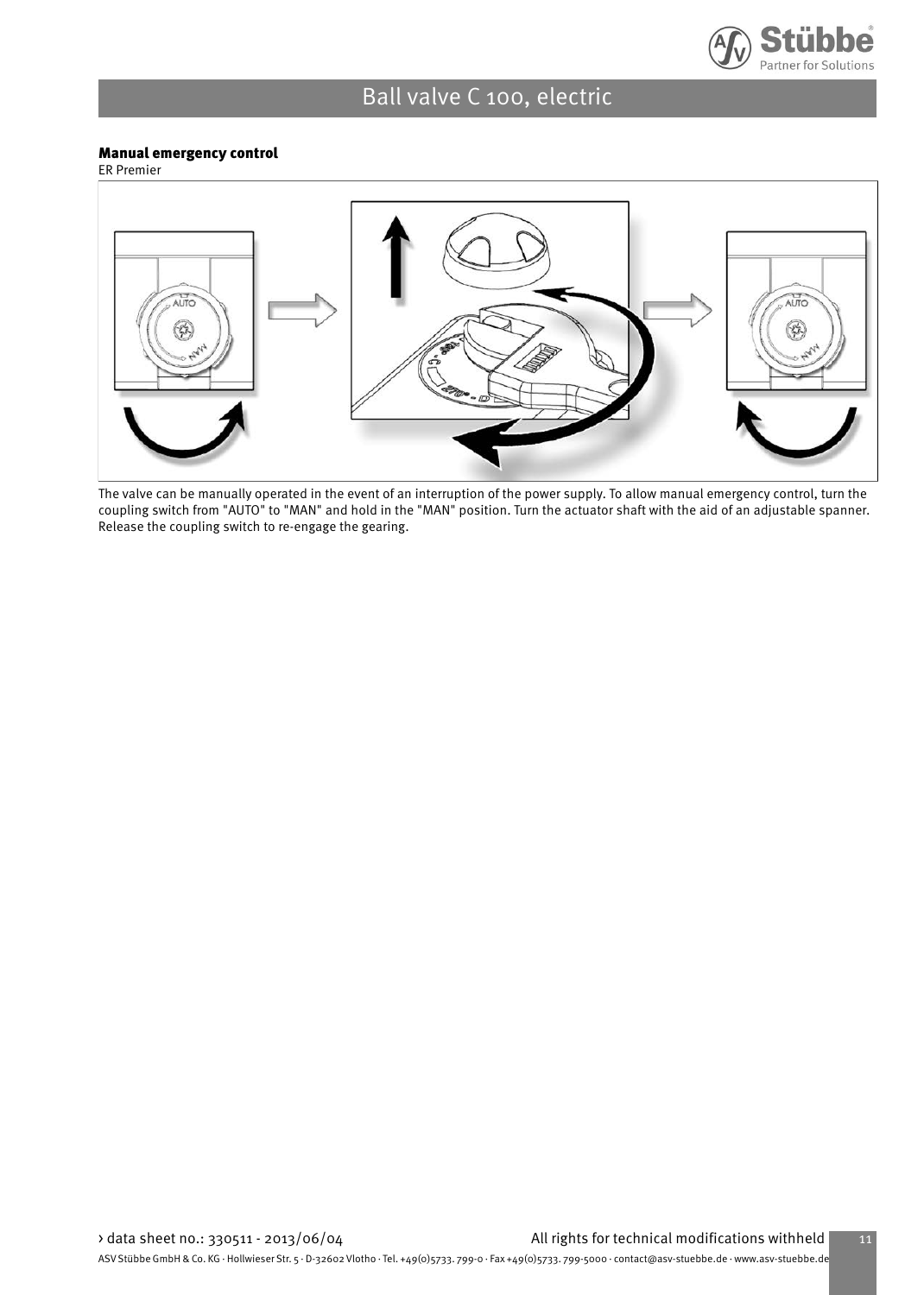## Manual emergency control

ER Premier

The valve can be manually operated in the event of an interruption of the power supply. To allow manual emergency control, turn the coupling switch from "AUTO" to "MAN" and hold in the "MAN" position. Turn the actuator shaft with the aid of an adjustable spanner. Release the coupling switch to re-engage the gearing.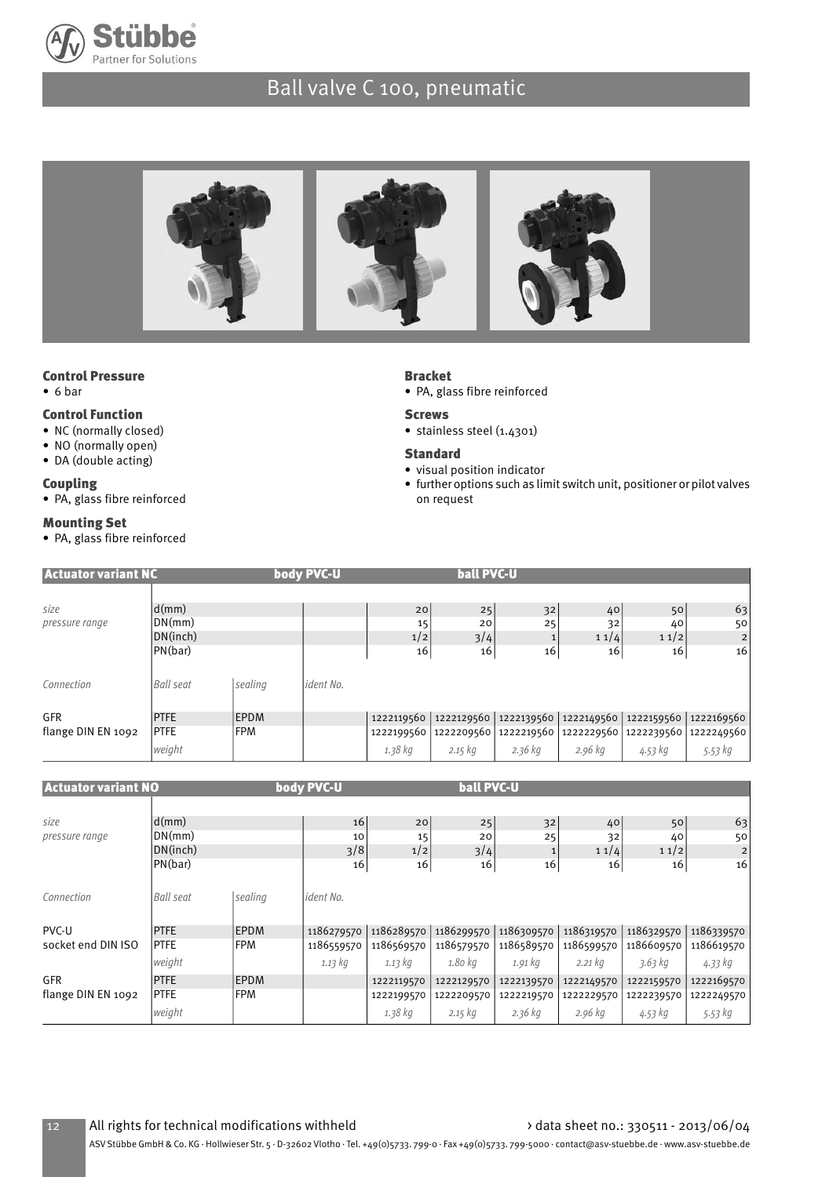# Ball valve C 100, pneumatic

### Control Pressure

- 6 bar

### Control Function

- NC (normally closed)
- NO (normally open)
- DA (double acting)

### Coupling

- PA, glass fibre reinforced

### Mounting Set

- PA, glass fibre reinforced

### Bracket

- PA, glass fibre reinforced

### Screws

- stainless steel (1.4301)

### Standard

- visual position indicator
- further options such as limit switch unit, positioner or pilot valves on request

| Actuator variant NC | | | body PVC-U | | ball PVC-U | | | | |
|---|---|---|---|---|---|---|---|---|---|
| *size* | d(mm) | | | 20 | 25 | 32 | 40 | 50 | 63 |
| *pressure range* | DN(mm) | | | 15 | 20 | 25 | 32 | 40 | 50 |
| | DN(inch) | | | 1/2 | 3/4 | 1 | 1 1/4 | 1 1/2 | 2 |
| | PN(bar) | | | 16 | 16 | 16 | 16 | 16 | 16 |
| *Connection* | *Ball seat* | *sealing* | *ident No.* | | | | | | |
| GFR | PTFE | EPDM | | 1222119560 | 1222129560 | 1222139560 | 1222149560 | 1222159560 | 1222169560 |
| flange DIN EN 1092 | PTFE | FPM | | 1222199560 | 1222209560 | 1222219560 | 1222229560 | 1222239560 | 1222249560 |
| | *weight* | | | *1.38 kg* | *2.15 kg* | *2.36 kg* | *2.96 kg* | *4.53 kg* | *5.53 kg* |

| Actuator variant NO | | | body PVC-U | | ball PVC-U | | | | |
|---|---|---|---|---|---|---|---|---|---|
| *size* | d(mm) | | 16 | 20 | 25 | 32 | 40 | 50 | 63 |
| *pressure range* | DN(mm) | | 10 | 15 | 20 | 25 | 32 | 40 | 50 |
| | DN(inch) | | 3/8 | 1/2 | 3/4 | 1 | 1 1/4 | 1 1/2 | 2 |
| | PN(bar) | | 16 | 16 | 16 | 16 | 16 | 16 | 16 |
| *Connection* | *Ball seat* | *sealing* | *ident No.* | | | | | | |
| PVC-U | PTFE | EPDM | 1186279570 | 1186289570 | 1186299570 | 1186309570 | 1186319570 | 1186329570 | 1186339570 |
| socket end DIN ISO | PTFE | FPM | 1186559570 | 1186569570 | 1186579570 | 1186589570 | 1186599570 | 1186609570 | 1186619570 |
| | *weight* | | *1.13 kg* | *1.13 kg* | *1.80 kg* | *1.91 kg* | *2.21 kg* | *3.63 kg* | *4.33 kg* |
| GFR | PTFE | EPDM | | 1222119570 | 1222129570 | 1222139570 | 1222149570 | 1222159570 | 1222169570 |
| flange DIN EN 1092 | PTFE | FPM | | 1222199570 | 1222209570 | 1222219570 | 1222229570 | 1222239570 | 1222249570 |
| | *weight* | | | *1.38 kg* | *2.15 kg* | *2.36 kg* | *2.96 kg* | *4.53 kg* | *5.53 kg* |

All rights for technical modifications withheld › data sheet no.: 330511 - 2013/06/04

ASV Stübbe GmbH & Co. KG · Hollwieser Str. 5 · D-32602 Vlotho · Tel. +49(0)5733. 799-0 · Fax +49(0)5733. 799-5000 · contact@asv-stuebbe.de · www.asv-stuebbe.de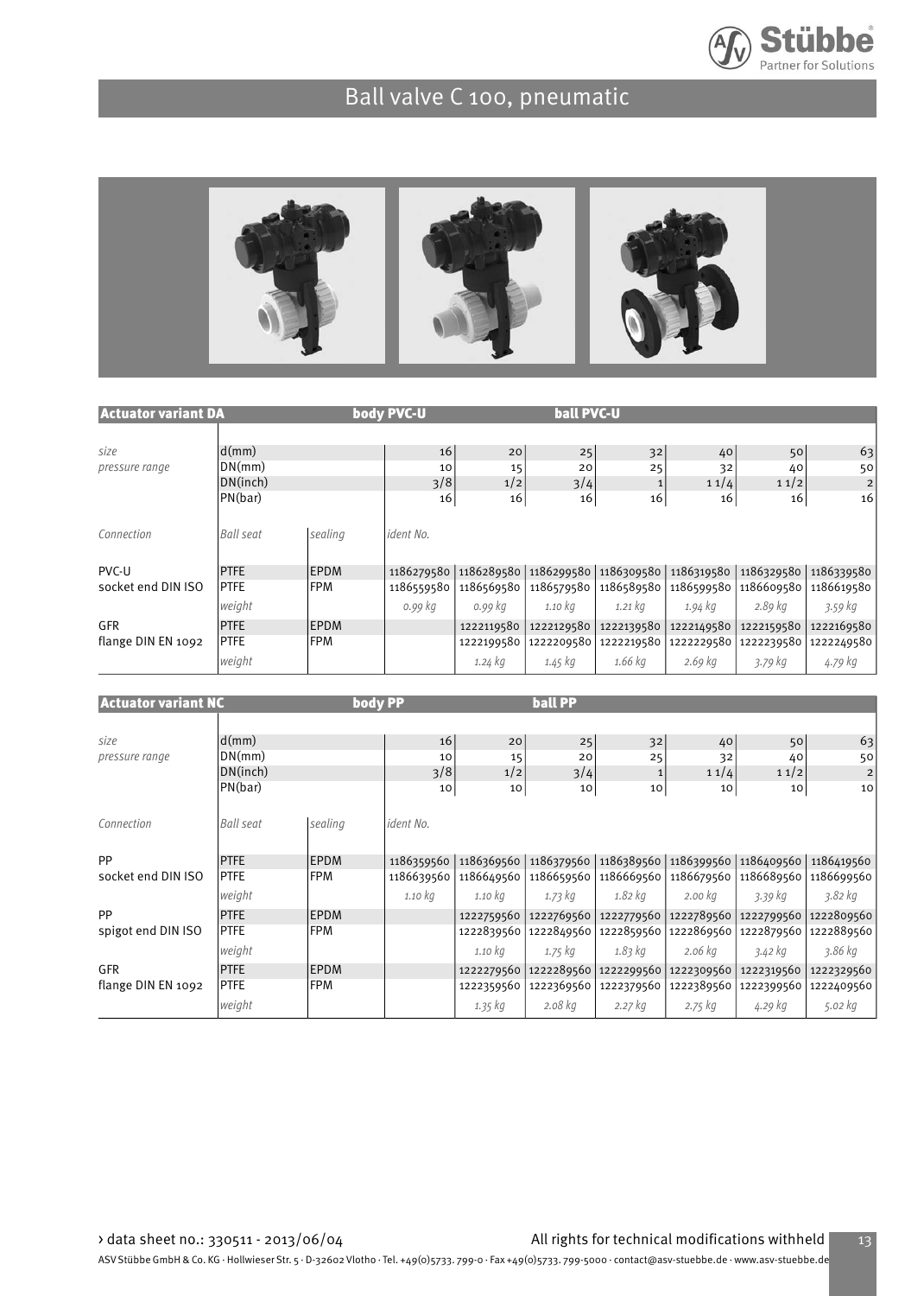# Ball valve C 100, pneumatic

| **Actuator variant DA** | | **body PVC-U** | | **ball PVC-U** | | | | | |
|---|---|---|---|---|---|---|---|---|---|
| *size* | d(mm) | | 16 | 20 | 25 | 32 | 40 | 50 | 63 |
| *pressure range* | DN(mm) | | 10 | 15 | 20 | 25 | 32 | 40 | 50 |
| | DN(inch) | | 3/8 | 1/2 | 3/4 | 1 | 1 1/4 | 1 1/2 | 2 |
| | PN(bar) | | 16 | 16 | 16 | 16 | 16 | 16 | 16 |
| *Connection* | *Ball seat* | *sealing* | *ident No.* | | | | | | |
| PVC-U | PTFE | EPDM | 1186279580 | 1186289580 | 1186299580 | 1186309580 | 1186319580 | 1186329580 | 1186339580 |
| socket end DIN ISO | PTFE | FPM | 1186559580 | 1186569580 | 1186579580 | 1186589580 | 1186599580 | 1186609580 | 1186619580 |
| | *weight* | | *0.99 kg* | *0.99 kg* | *1.10 kg* | *1.21 kg* | *1.94 kg* | *2.89 kg* | *3.59 kg* |
| GFR | PTFE | EPDM | | 1222119580 | 1222129580 | 1222139580 | 1222149580 | 1222159580 | 1222169580 |
| flange DIN EN 1092 | PTFE | FPM | | 1222199580 | 1222209580 | 1222219580 | 1222229580 | 1222239580 | 1222249580 |
| | *weight* | | | *1.24 kg* | *1.45 kg* | *1.66 kg* | *2.69 kg* | *3.79 kg* | *4.79 kg* |

| **Actuator variant NC** | | **body PP** | | **ball PP** | | | | | |
|---|---|---|---|---|---|---|---|---|---|
| *size* | d(mm) | | 16 | 20 | 25 | 32 | 40 | 50 | 63 |
| *pressure range* | DN(mm) | | 10 | 15 | 20 | 25 | 32 | 40 | 50 |
| | DN(inch) | | 3/8 | 1/2 | 3/4 | 1 | 1 1/4 | 1 1/2 | 2 |
| | PN(bar) | | 10 | 10 | 10 | 10 | 10 | 10 | 10 |
| *Connection* | *Ball seat* | *sealing* | *ident No.* | | | | | | |
| PP | PTFE | EPDM | 1186359560 | 1186369560 | 1186379560 | 1186389560 | 1186399560 | 1186409560 | 1186419560 |
| socket end DIN ISO | PTFE | FPM | 1186639560 | 1186649560 | 1186659560 | 1186669560 | 1186679560 | 1186689560 | 1186699560 |
| | *weight* | | *1.10 kg* | *1.10 kg* | *1.73 kg* | *1.82 kg* | *2.00 kg* | *3.39 kg* | *3.82 kg* |
| PP | PTFE | EPDM | | 1222759560 | 1222769560 | 1222779560 | 1222789560 | 1222799560 | 1222809560 |
| spigot end DIN ISO | PTFE | FPM | | 1222839560 | 1222849560 | 1222859560 | 1222869560 | 1222879560 | 1222889560 |
| | *weight* | | | *1.10 kg* | *1.75 kg* | *1.83 kg* | *2.06 kg* | *3.42 kg* | *3.86 kg* |
| GFR | PTFE | EPDM | | 1222279560 | 1222289560 | 1222299560 | 1222309560 | 1222319560 | 1222329560 |
| flange DIN EN 1092 | PTFE | FPM | | 1222359560 | 1222369560 | 1222379560 | 1222389560 | 1222399560 | 1222409560 |
| | *weight* | | | *1.35 kg* | *2.08 kg* | *2.27 kg* | *2.75 kg* | *4.29 kg* | *5.02 kg* |

› data sheet no.: 330511 - 2013/06/04

All rights for technical modifications withheld

ASV Stübbe GmbH & Co. KG · Hollwieser Str. 5 · D-32602 Vlotho · Tel. +49(0)5733. 799-0 · Fax +49(0)5733. 799-5000 · contact@asv-stuebbe.de · www.asv-stuebbe.de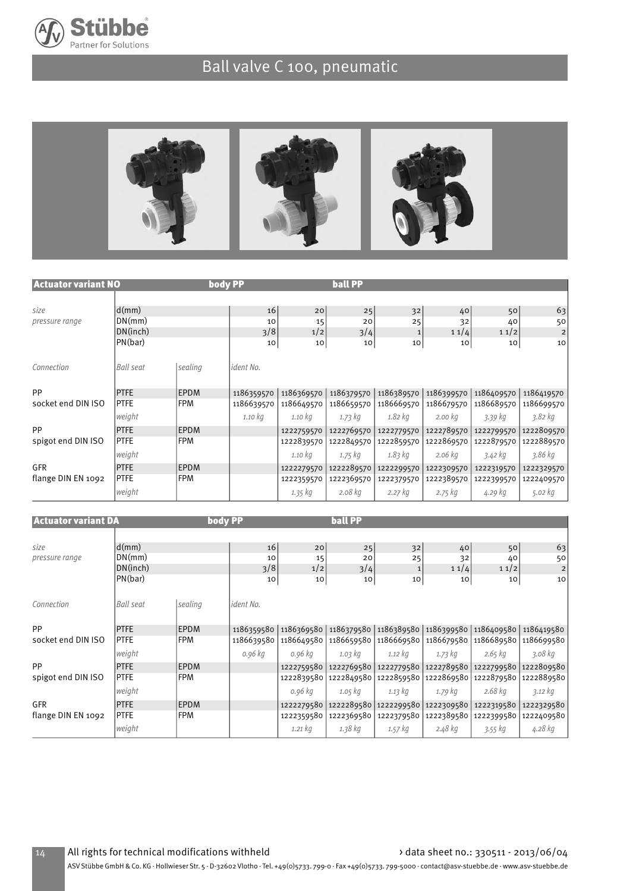# Ball valve C 100, pneumatic

| Actuator variant NO | | | body PP | | ball PP | | | | |
|---|---|---|---|---|---|---|---|---|---|
| *size* | d(mm) | | 16 | 20 | 25 | 32 | 40 | 50 | 63 |
| *pressure range* | DN(mm) | | 10 | 15 | 20 | 25 | 32 | 40 | 50 |
| | DN(inch) | | 3/8 | 1/2 | 3/4 | 1 | 1 1/4 | 1 1/2 | 2 |
| | PN(bar) | | 10 | 10 | 10 | 10 | 10 | 10 | 10 |
| *Connection* | *Ball seat* | *sealing* | *ident No.* | | | | | | |
| PP | PTFE | EPDM | 1186359570 | 1186369570 | 1186379570 | 1186389570 | 1186399570 | 1186409570 | 1186419570 |
| socket end DIN ISO | PTFE | FPM | 1186639570 | 1186649570 | 1186659570 | 1186669570 | 1186679570 | 1186689570 | 1186699570 |
| | *weight* | | *1.10 kg* | *1.10 kg* | *1.73 kg* | *1.82 kg* | *2.00 kg* | *3.39 kg* | *3.82 kg* |
| PP | PTFE | EPDM | | 1222759570 | 1222769570 | 1222779570 | 1222789570 | 1222799570 | 1222809570 |
| spigot end DIN ISO | PTFE | FPM | | 1222839570 | 1222849570 | 1222859570 | 1222869570 | 1222879570 | 1222889570 |
| | *weight* | | | *1.10 kg* | *1.75 kg* | *1.83 kg* | *2.06 kg* | *3.42 kg* | *3.86 kg* |
| GFR | PTFE | EPDM | | 1222279570 | 1222289570 | 1222299570 | 1222309570 | 1222319570 | 1222329570 |
| flange DIN EN 1092 | PTFE | FPM | | 1222359570 | 1222369570 | 1222379570 | 1222389570 | 1222399570 | 1222409570 |
| | *weight* | | | *1.35 kg* | *2.08 kg* | *2.27 kg* | *2.75 kg* | *4.29 kg* | *5.02 kg* |

| Actuator variant DA | | | body PP | | ball PP | | | | |
|---|---|---|---|---|---|---|---|---|---|
| *size* | d(mm) | | 16 | 20 | 25 | 32 | 40 | 50 | 63 |
| *pressure range* | DN(mm) | | 10 | 15 | 20 | 25 | 32 | 40 | 50 |
| | DN(inch) | | 3/8 | 1/2 | 3/4 | 1 | 1 1/4 | 1 1/2 | 2 |
| | PN(bar) | | 10 | 10 | 10 | 10 | 10 | 10 | 10 |
| *Connection* | *Ball seat* | *sealing* | *ident No.* | | | | | | |
| PP | PTFE | EPDM | 1186359580 | 1186369580 | 1186379580 | 1186389580 | 1186399580 | 1186409580 | 1186419580 |
| socket end DIN ISO | PTFE | FPM | 1186639580 | 1186649580 | 1186659580 | 1186669580 | 1186679580 | 1186689580 | 1186699580 |
| | *weight* | | *0.96 kg* | *0.96 kg* | *1.03 kg* | *1.12 kg* | *1.73 kg* | *2.65 kg* | *3.08 kg* |
| PP | PTFE | EPDM | | 1222759580 | 1222769580 | 1222779580 | 1222789580 | 1222799580 | 1222809580 |
| spigot end DIN ISO | PTFE | FPM | | 1222839580 | 1222849580 | 1222859580 | 1222869580 | 1222879580 | 1222889580 |
| | *weight* | | | *0.96 kg* | *1.05 kg* | *1.13 kg* | *1.79 kg* | *2.68 kg* | *3.12 kg* |
| GFR | PTFE | EPDM | | 1222279580 | 1222289580 | 1222299580 | 1222309580 | 1222319580 | 1222329580 |
| flange DIN EN 1092 | PTFE | FPM | | 1222359580 | 1222369580 | 1222379580 | 1222389580 | 1222399580 | 1222409580 |
| | *weight* | | | *1.21 kg* | *1.38 kg* | *1.57 kg* | *2.48 kg* | *3.55 kg* | *4.28 kg* |

All rights for technical modifications withheld › data sheet no.: 330511 - 2013/06/04

ASV Stübbe GmbH & Co. KG · Hollwieser Str. 5 · D-32602 Vlotho · Tel. +49(0)5733. 799-0 · Fax +49(0)5733. 799-5000 · contact@asv-stuebbe.de · www.asv-stuebbe.de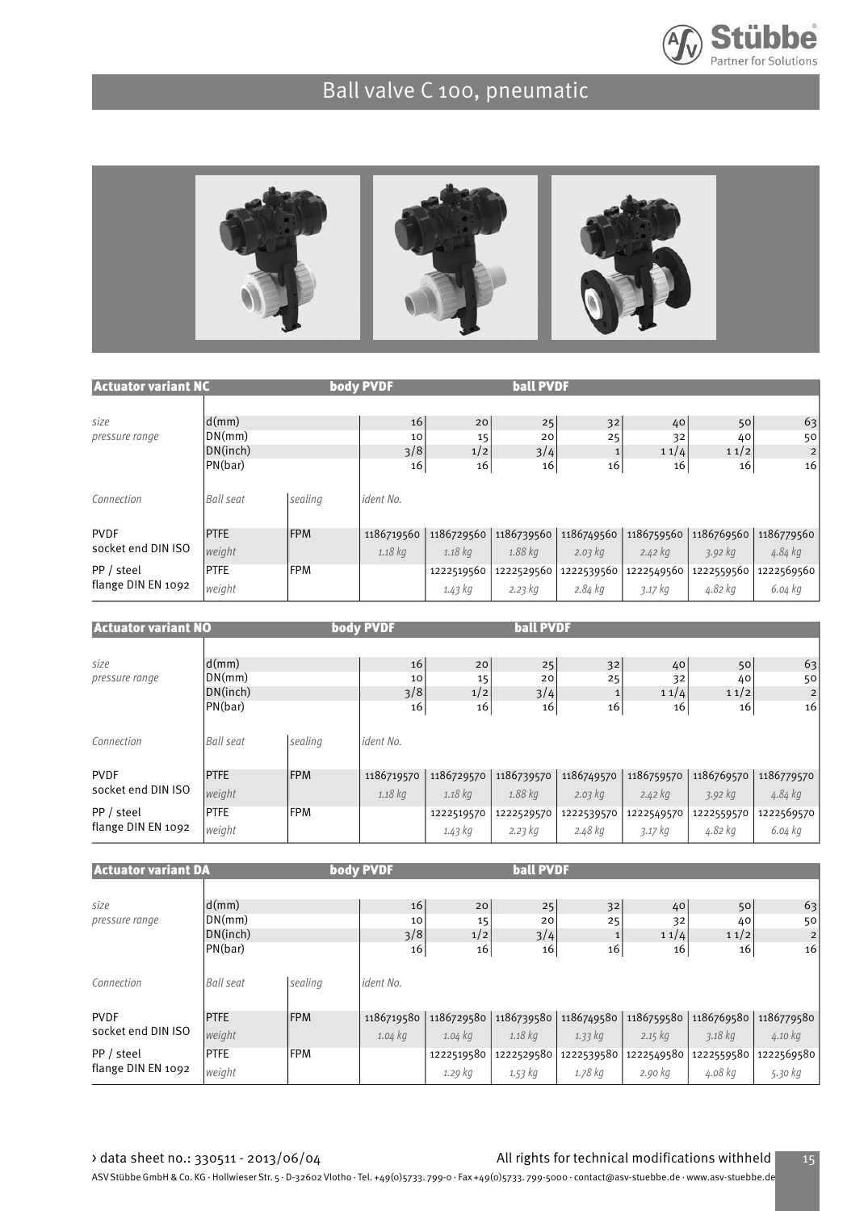# Ball valve C 100, pneumatic

| Actuator variant NC | | body PVDF | | ball PVDF | | | | |
|---|---|---|---|---|---|---|---|---|
| size | d(mm) | | 16 | 20 | 25 | 32 | 40 | 50 | 63 |
| pressure range | DN(mm) | | 10 | 15 | 20 | 25 | 32 | 40 | 50 |
| | DN(inch) | | 3/8 | 1/2 | 3/4 | 1 | 1 1/4 | 1 1/2 | 2 |
| | PN(bar) | | 16 | 16 | 16 | 16 | 16 | 16 | 16 |
| *Connection* | *Ball seat* | *sealing* | *ident No.* | | | | | | |
| PVDF socket end DIN ISO | PTFE | FPM | 1186719560 | 1186729560 | 1186739560 | 1186749560 | 1186759560 | 1186769560 | 1186779560 |
| | *weight* | | *1.18 kg* | *1.18 kg* | *1.88 kg* | *2.03 kg* | *2.42 kg* | *3.92 kg* | *4.84 kg* |
| PP / steel flange DIN EN 1092 | PTFE | FPM | | 1222519560 | 1222529560 | 1222539560 | 1222549560 | 1222559560 | 1222569560 |
| | *weight* | | | *1.43 kg* | *2.23 kg* | *2.84 kg* | *3.17 kg* | *4.82 kg* | *6.04 kg* |

| Actuator variant NO | | body PVDF | | ball PVDF | | | | |
|---|---|---|---|---|---|---|---|---|
| size | d(mm) | | 16 | 20 | 25 | 32 | 40 | 50 | 63 |
| pressure range | DN(mm) | | 10 | 15 | 20 | 25 | 32 | 40 | 50 |
| | DN(inch) | | 3/8 | 1/2 | 3/4 | 1 | 1 1/4 | 1 1/2 | 2 |
| | PN(bar) | | 16 | 16 | 16 | 16 | 16 | 16 | 16 |
| *Connection* | *Ball seat* | *sealing* | *ident No.* | | | | | | |
| PVDF socket end DIN ISO | PTFE | FPM | 1186719570 | 1186729570 | 1186739570 | 1186749570 | 1186759570 | 1186769570 | 1186779570 |
| | *weight* | | *1.18 kg* | *1.18 kg* | *1.88 kg* | *2.03 kg* | *2.42 kg* | *3.92 kg* | *4.84 kg* |
| PP / steel flange DIN EN 1092 | PTFE | FPM | | 1222519570 | 1222529570 | 1222539570 | 1222549570 | 1222559570 | 1222569570 |
| | *weight* | | | *1.43 kg* | *2.23 kg* | *2.48 kg* | *3.17 kg* | *4.82 kg* | *6.04 kg* |

| Actuator variant DA | | body PVDF | | ball PVDF | | | | |
|---|---|---|---|---|---|---|---|---|
| size | d(mm) | | 16 | 20 | 25 | 32 | 40 | 50 | 63 |
| pressure range | DN(mm) | | 10 | 15 | 20 | 25 | 32 | 40 | 50 |
| | DN(inch) | | 3/8 | 1/2 | 3/4 | 1 | 1 1/4 | 1 1/2 | 2 |
| | PN(bar) | | 16 | 16 | 16 | 16 | 16 | 16 | 16 |
| *Connection* | *Ball seat* | *sealing* | *ident No.* | | | | | | |
| PVDF socket end DIN ISO | PTFE | FPM | 1186719580 | 1186729580 | 1186739580 | 1186749580 | 1186759580 | 1186769580 | 1186779580 |
| | *weight* | | *1.04 kg* | *1.04 kg* | *1.18 kg* | *1.33 kg* | *2.15 kg* | *3.18 kg* | *4.10 kg* |
| PP / steel flange DIN EN 1092 | PTFE | FPM | | 1222519580 | 1222529580 | 1222539580 | 1222549580 | 1222559580 | 1222569580 |
| | *weight* | | | *1.29 kg* | *1.53 kg* | *1.78 kg* | *2.90 kg* | *4.08 kg* | *5.30 kg* |

› data sheet no.: 330511 - 2013/06/04 All rights for technical modifications withheld

ASV Stübbe GmbH & Co. KG · Hollwieser Str. 5 · D-32602 Vlotho · Tel. +49(0)5733. 799-0 · Fax +49(0)5733. 799-5000 · contact@asv-stuebbe.de · www.asv-stuebbe.de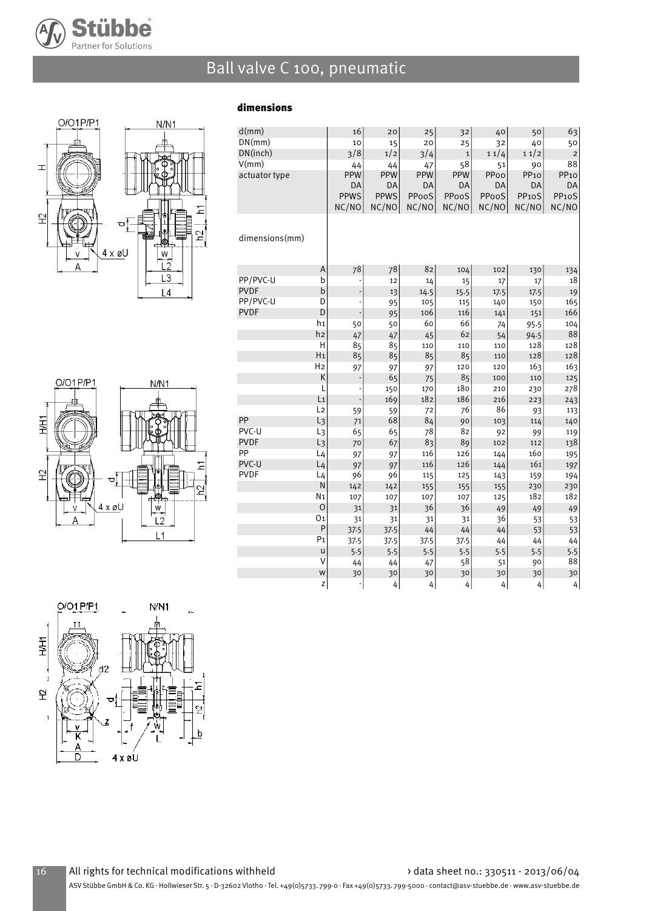# Ball valve C 100, pneumatic

## dimensions

| d(mm) | | 16 | 20 | 25 | 32 | 40 | 50 | 63 |
|---|---|---|---|---|---|---|---|---|
| DN(mm) | | 10 | 15 | 20 | 25 | 32 | 40 | 50 |
| DN(inch) | | 3/8 | 1/2 | 3/4 | 1 | 1 1/4 | 1 1/2 | 2 |
| V(mm) | | 44 | 44 | 47 | 58 | 51 | 90 | 88 |
| actuator type | | PPW DA PPWS NC/NO | PPW DA PPWS NC/NO | PPW DA PP00S NC/NO | PPW DA PP00S NC/NO | PP00 DA PP00S NC/NO | PP10 DA PP10S NC/NO | PP10 DA PP10S NC/NO |
| dimensions(mm) | | | | | | | | |
| | A | 78 | 78 | 82 | 104 | 102 | 130 | 134 |
| PP/PVC-U | b | - | 12 | 14 | 15 | 17 | 17 | 18 |
| PVDF | b | - | 13 | 14.5 | 15.5 | 17.5 | 17.5 | 19 |
| PP/PVC-U | D | - | 95 | 105 | 115 | 140 | 150 | 165 |
| PVDF | D | - | 95 | 106 | 116 | 141 | 151 | 166 |
| | h1 | 50 | 50 | 60 | 66 | 74 | 95.5 | 104 |
| | h2 | 47 | 47 | 45 | 62 | 54 | 94.5 | 88 |
| | H | 85 | 85 | 110 | 110 | 110 | 128 | 128 |
| | H1 | 85 | 85 | 85 | 85 | 110 | 128 | 128 |
| | H2 | 97 | 97 | 97 | 120 | 120 | 163 | 163 |
| | K | - | 65 | 75 | 85 | 100 | 110 | 125 |
| | L | - | 150 | 170 | 180 | 210 | 230 | 278 |
| | L1 | - | 169 | 182 | 186 | 216 | 223 | 243 |
| | L2 | 59 | 59 | 72 | 76 | 86 | 93 | 113 |
| PP | L3 | 71 | 68 | 84 | 90 | 103 | 114 | 140 |
| PVC-U | L3 | 65 | 65 | 78 | 82 | 92 | 99 | 119 |
| PVDF | L3 | 70 | 67 | 83 | 89 | 102 | 112 | 138 |
| PP | L4 | 97 | 97 | 116 | 126 | 144 | 160 | 195 |
| PVC-U | L4 | 97 | 97 | 116 | 126 | 144 | 161 | 197 |
| PVDF | L4 | 96 | 96 | 115 | 125 | 143 | 159 | 194 |
| | N | 142 | 142 | 155 | 155 | 155 | 230 | 230 |
| | N1 | 107 | 107 | 107 | 107 | 125 | 182 | 182 |
| | O | 31 | 31 | 36 | 36 | 49 | 49 | 49 |
| | O1 | 31 | 31 | 31 | 31 | 36 | 53 | 53 |
| | P | 37.5 | 37.5 | 44 | 44 | 44 | 53 | 53 |
| | P1 | 37.5 | 37.5 | 37.5 | 37.5 | 44 | 44 | 44 |
| | u | 5.5 | 5.5 | 5.5 | 5.5 | 5.5 | 5.5 | 5.5 |
| | V | 44 | 44 | 47 | 58 | 51 | 90 | 88 |
| | w | 30 | 30 | 30 | 30 | 30 | 30 | 30 |
| | z | - | 4 | 4 | 4 | 4 | 4 | 4 |

All rights for technical modifications withheld

› data sheet no.: 330511 - 2013/06/04

ASV Stübbe GmbH & Co. KG · Hollwieser Str. 5 · D-32602 Vlotho · Tel. +49(0)5733. 799-0 · Fax +49(0)5733. 799-5000 · contact@asv-stuebbe.de · www.asv-stuebbe.de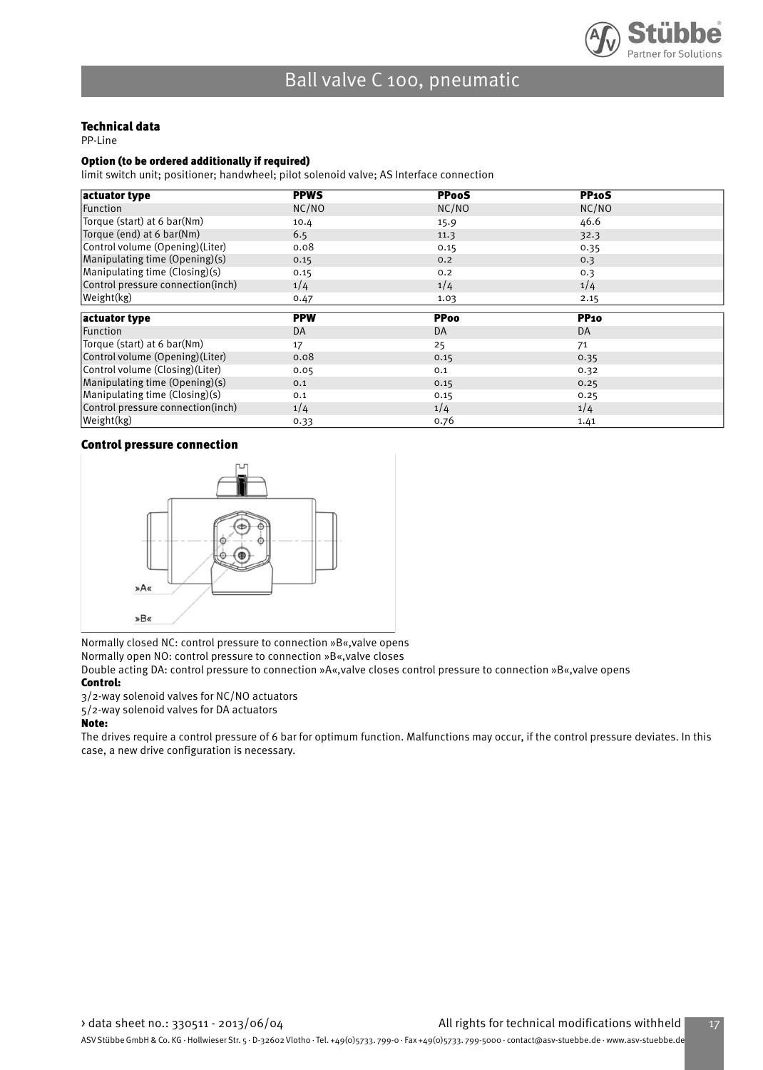# Ball valve C 100, pneumatic

### Technical data

PP-Line

#### Option (to be ordered additionally if required)

limit switch unit; positioner; handwheel; pilot solenoid valve; AS Interface connection

| actuator type | PPWS | PP00S | PP10S |
|---|---|---|---|
| Function | NC/NO | NC/NO | NC/NO |
| Torque (start) at 6 bar(Nm) | 10.4 | 15.9 | 46.6 |
| Torque (end) at 6 bar(Nm) | 6.5 | 11.3 | 32.3 |
| Control volume (Opening)(Liter) | 0.08 | 0.15 | 0.35 |
| Manipulating time (Opening)(s) | 0.15 | 0.2 | 0.3 |
| Manipulating time (Closing)(s) | 0.15 | 0.2 | 0.3 |
| Control pressure connection(inch) | 1/4 | 1/4 | 1/4 |
| Weight(kg) | 0.47 | 1.03 | 2.15 |

| actuator type | PPW | PP00 | PP10 |
|---|---|---|---|
| Function | DA | DA | DA |
| Torque (start) at 6 bar(Nm) | 17 | 25 | 71 |
| Control volume (Opening)(Liter) | 0.08 | 0.15 | 0.35 |
| Control volume (Closing)(Liter) | 0.05 | 0.1 | 0.32 |
| Manipulating time (Opening)(s) | 0.1 | 0.15 | 0.25 |
| Manipulating time (Closing)(s) | 0.1 | 0.15 | 0.25 |
| Control pressure connection(inch) | 1/4 | 1/4 | 1/4 |
| Weight(kg) | 0.33 | 0.76 | 1.41 |

#### Control pressure connection

»A«

»B«

Normally closed NC: control pressure to connection »B«,valve opens

Normally open NO: control pressure to connection »B«,valve closes

Double acting DA: control pressure to connection »A«,valve closes control pressure to connection »B«,valve opens

**Control:**

3/2-way solenoid valves for NC/NO actuators

5/2-way solenoid valves for DA actuators

**Note:**

The drives require a control pressure of 6 bar for optimum function. Malfunctions may occur, if the control pressure deviates. In this case, a new drive configuration is necessary.

› data sheet no.: 330511 - 2013/06/04 All rights for technical modifications withheld

ASV Stübbe GmbH & Co. KG · Hollwieser Str. 5 · D-32602 Vlotho · Tel. +49(0)5733. 799-0 · Fax +49(0)5733. 799-5000 · contact@asv-stuebbe.de · www.asv-stuebbe.de